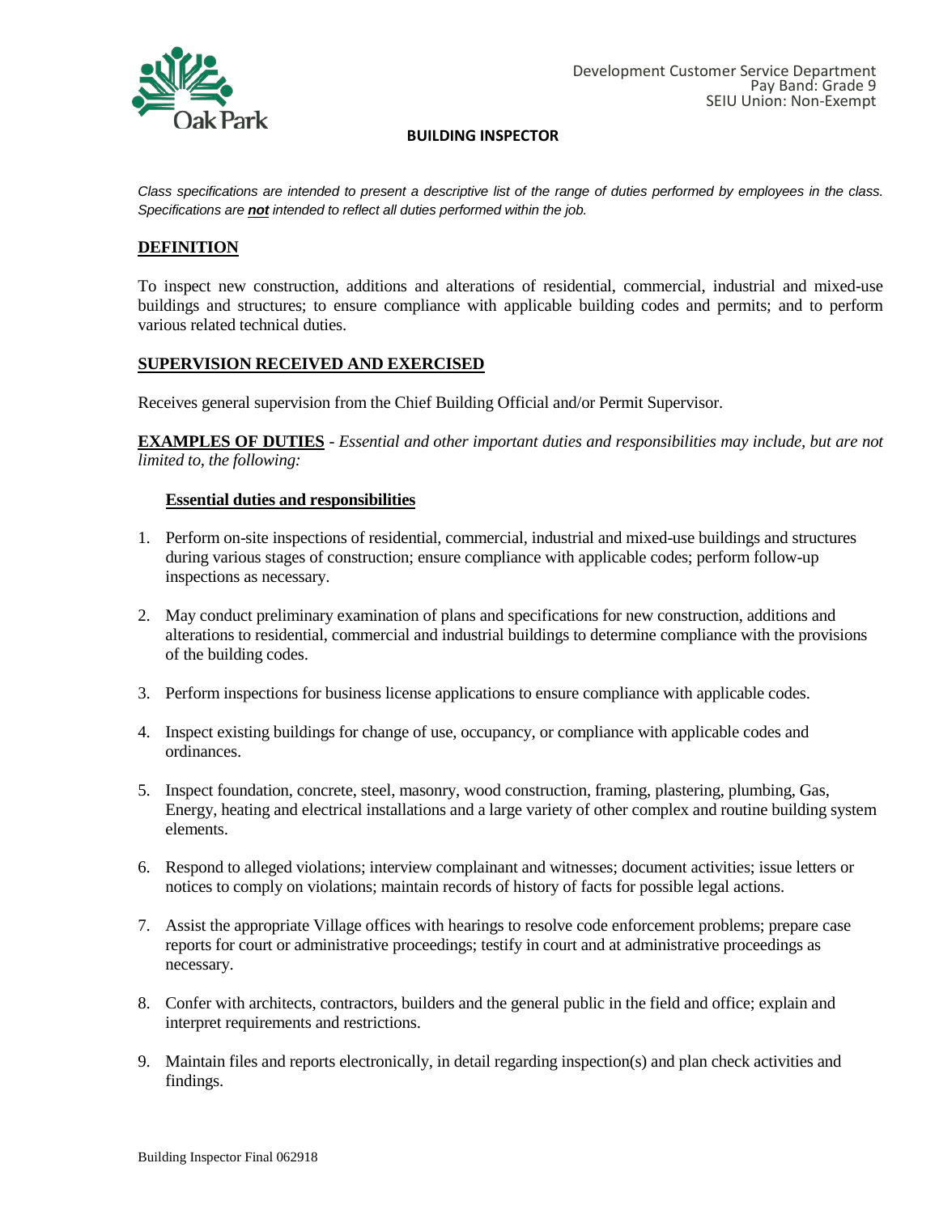Development Customer Service Department
Pay Band: Grade 9
SEIU Union: Non-Exempt

# BUILDING INSPECTOR

*Class specifications are intended to present a descriptive list of the range of duties performed by employees in the class. Specifications are **not** intended to reflect all duties performed within the job.*

## DEFINITION

To inspect new construction, additions and alterations of residential, commercial, industrial and mixed-use buildings and structures; to ensure compliance with applicable building codes and permits; and to perform various related technical duties.

## SUPERVISION RECEIVED AND EXERCISED

Receives general supervision from the Chief Building Official and/or Permit Supervisor.

**EXAMPLES OF DUTIES** - *Essential and other important duties and responsibilities may include, but are not limited to, the following:*

### Essential duties and responsibilities

1. Perform on-site inspections of residential, commercial, industrial and mixed-use buildings and structures during various stages of construction; ensure compliance with applicable codes; perform follow-up inspections as necessary.
2. May conduct preliminary examination of plans and specifications for new construction, additions and alterations to residential, commercial and industrial buildings to determine compliance with the provisions of the building codes.
3. Perform inspections for business license applications to ensure compliance with applicable codes.
4. Inspect existing buildings for change of use, occupancy, or compliance with applicable codes and ordinances.
5. Inspect foundation, concrete, steel, masonry, wood construction, framing, plastering, plumbing, Gas, Energy, heating and electrical installations and a large variety of other complex and routine building system elements.
6. Respond to alleged violations; interview complainant and witnesses; document activities; issue letters or notices to comply on violations; maintain records of history of facts for possible legal actions.
7. Assist the appropriate Village offices with hearings to resolve code enforcement problems; prepare case reports for court or administrative proceedings; testify in court and at administrative proceedings as necessary.
8. Confer with architects, contractors, builders and the general public in the field and office; explain and interpret requirements and restrictions.
9. Maintain files and reports electronically, in detail regarding inspection(s) and plan check activities and findings.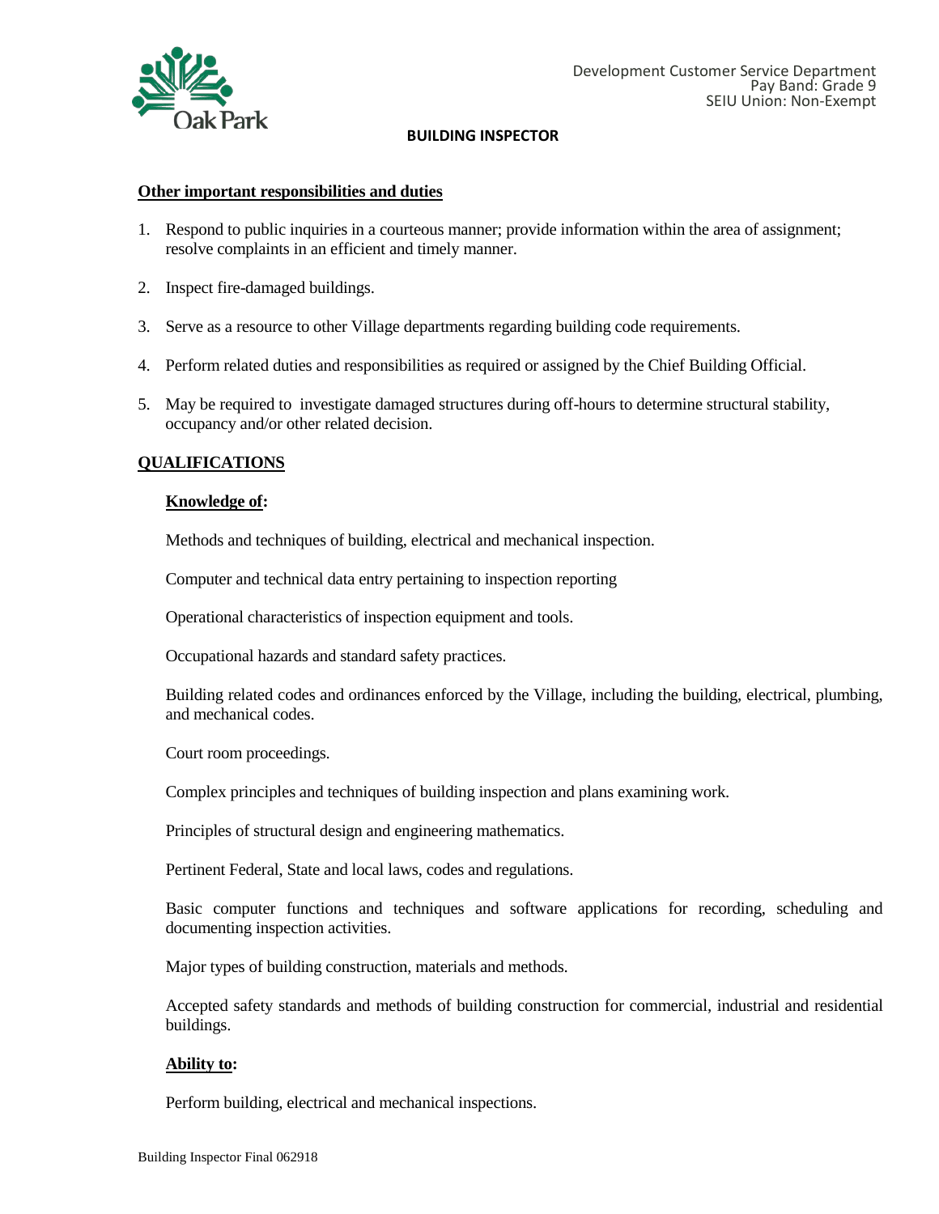## Other important responsibilities and duties

1. Respond to public inquiries in a courteous manner; provide information within the area of assignment; resolve complaints in an efficient and timely manner.
2. Inspect fire-damaged buildings.
3. Serve as a resource to other Village departments regarding building code requirements.
4. Perform related duties and responsibilities as required or assigned by the Chief Building Official.
5. May be required to investigate damaged structures during off-hours to determine structural stability, occupancy and/or other related decision.

## QUALIFICATIONS

### Knowledge of:

Methods and techniques of building, electrical and mechanical inspection.

Computer and technical data entry pertaining to inspection reporting

Operational characteristics of inspection equipment and tools.

Occupational hazards and standard safety practices.

Building related codes and ordinances enforced by the Village, including the building, electrical, plumbing, and mechanical codes.

Court room proceedings.

Complex principles and techniques of building inspection and plans examining work.

Principles of structural design and engineering mathematics.

Pertinent Federal, State and local laws, codes and regulations.

Basic computer functions and techniques and software applications for recording, scheduling and documenting inspection activities.

Major types of building construction, materials and methods.

Accepted safety standards and methods of building construction for commercial, industrial and residential buildings.

### Ability to:

Perform building, electrical and mechanical inspections.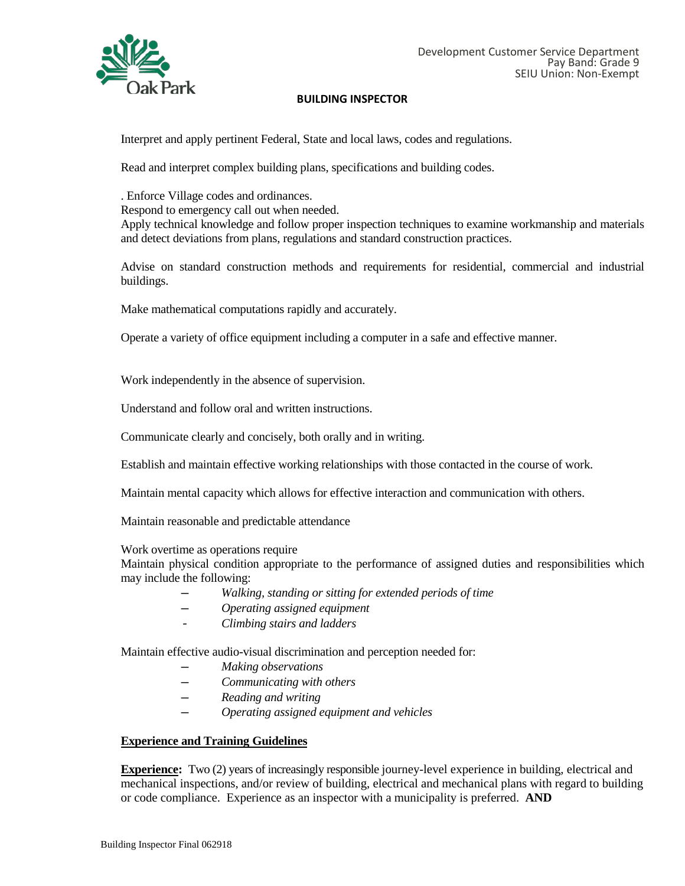Interpret and apply pertinent Federal, State and local laws, codes and regulations.

Read and interpret complex building plans, specifications and building codes.

. Enforce Village codes and ordinances.
Respond to emergency call out when needed.
Apply technical knowledge and follow proper inspection techniques to examine workmanship and materials and detect deviations from plans, regulations and standard construction practices.

Advise on standard construction methods and requirements for residential, commercial and industrial buildings.

Make mathematical computations rapidly and accurately.

Operate a variety of office equipment including a computer in a safe and effective manner.

Work independently in the absence of supervision.

Understand and follow oral and written instructions.

Communicate clearly and concisely, both orally and in writing.

Establish and maintain effective working relationships with those contacted in the course of work.

Maintain mental capacity which allows for effective interaction and communication with others.

Maintain reasonable and predictable attendance

Work overtime as operations require
Maintain physical condition appropriate to the performance of assigned duties and responsibilities which may include the following:

- *Walking, standing or sitting for extended periods of time*
- *Operating assigned equipment*
- *Climbing stairs and ladders*

Maintain effective audio-visual discrimination and perception needed for:

- *Making observations*
- *Communicating with others*
- *Reading and writing*
- *Operating assigned equipment and vehicles*

## Experience and Training Guidelines

**Experience:** Two (2) years of increasingly responsible journey-level experience in building, electrical and mechanical inspections, and/or review of building, electrical and mechanical plans with regard to building or code compliance. Experience as an inspector with a municipality is preferred. **AND**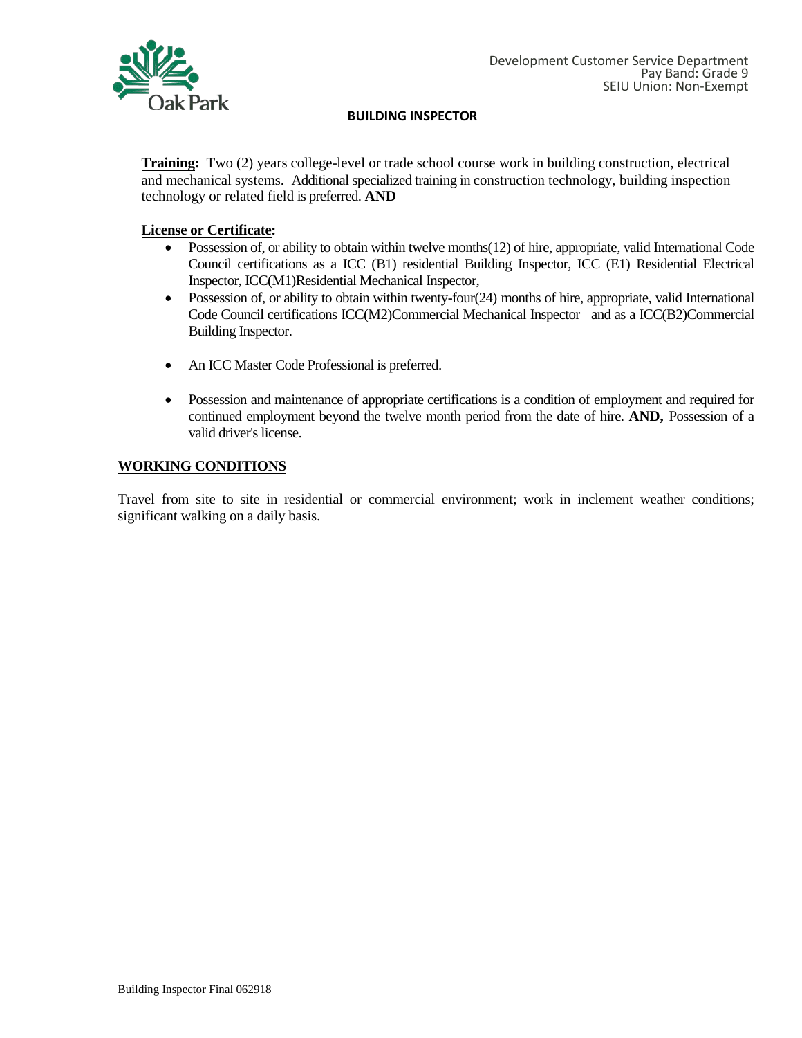Development Customer Service Department
Pay Band: Grade 9
SEIU Union: Non-Exempt

**BUILDING INSPECTOR**

**Training:** Two (2) years college-level or trade school course work in building construction, electrical and mechanical systems. Additional specialized training in construction technology, building inspection technology or related field is preferred. **AND**

**License or Certificate:**

- Possession of, or ability to obtain within twelve months(12) of hire, appropriate, valid International Code Council certifications as a ICC (B1) residential Building Inspector, ICC (E1) Residential Electrical Inspector, ICC(M1)Residential Mechanical Inspector,
- Possession of, or ability to obtain within twenty-four(24) months of hire, appropriate, valid International Code Council certifications ICC(M2)Commercial Mechanical Inspector and as a ICC(B2)Commercial Building Inspector.
- An ICC Master Code Professional is preferred.
- Possession and maintenance of appropriate certifications is a condition of employment and required for continued employment beyond the twelve month period from the date of hire. **AND,** Possession of a valid driver's license.

## WORKING CONDITIONS

Travel from site to site in residential or commercial environment; work in inclement weather conditions; significant walking on a daily basis.